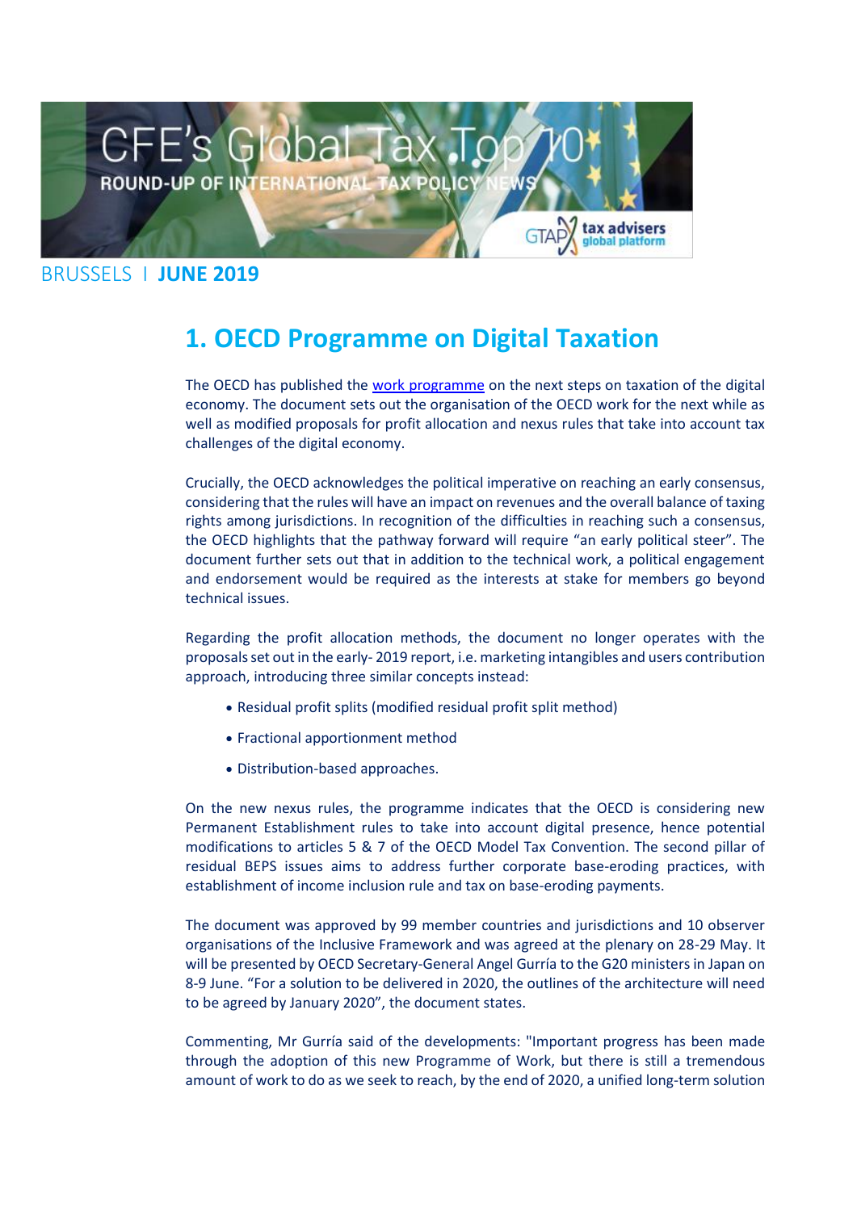# CFE's Global Tax Top 10

**ROUND-UP OF INTERNATIONAL TAX POLICY NEWS**

BRUSSELS | **JUNE 2019**

## 1. OECD Programme on Digital Taxation

The OECD has published the [work programme](work programme) on the next steps on taxation of the digital economy. The document sets out the organisation of the OECD work for the next while as well as modified proposals for profit allocation and nexus rules that take into account tax challenges of the digital economy.

Crucially, the OECD acknowledges the political imperative on reaching an early consensus, considering that the rules will have an impact on revenues and the overall balance of taxing rights among jurisdictions. In recognition of the difficulties in reaching such a consensus, the OECD highlights that the pathway forward will require "an early political steer". The document further sets out that in addition to the technical work, a political engagement and endorsement would be required as the interests at stake for members go beyond technical issues.

Regarding the profit allocation methods, the document no longer operates with the proposals set out in the early- 2019 report, i.e. marketing intangibles and users contribution approach, introducing three similar concepts instead:

- Residual profit splits (modified residual profit split method)
- Fractional apportionment method
- Distribution-based approaches.

On the new nexus rules, the programme indicates that the OECD is considering new Permanent Establishment rules to take into account digital presence, hence potential modifications to articles 5 & 7 of the OECD Model Tax Convention. The second pillar of residual BEPS issues aims to address further corporate base-eroding practices, with establishment of income inclusion rule and tax on base-eroding payments.

The document was approved by 99 member countries and jurisdictions and 10 observer organisations of the Inclusive Framework and was agreed at the plenary on 28-29 May. It will be presented by OECD Secretary-General Angel Gurría to the G20 ministers in Japan on 8-9 June. "For a solution to be delivered in 2020, the outlines of the architecture will need to be agreed by January 2020", the document states.

Commenting, Mr Gurría said of the developments: "Important progress has been made through the adoption of this new Programme of Work, but there is still a tremendous amount of work to do as we seek to reach, by the end of 2020, a unified long-term solution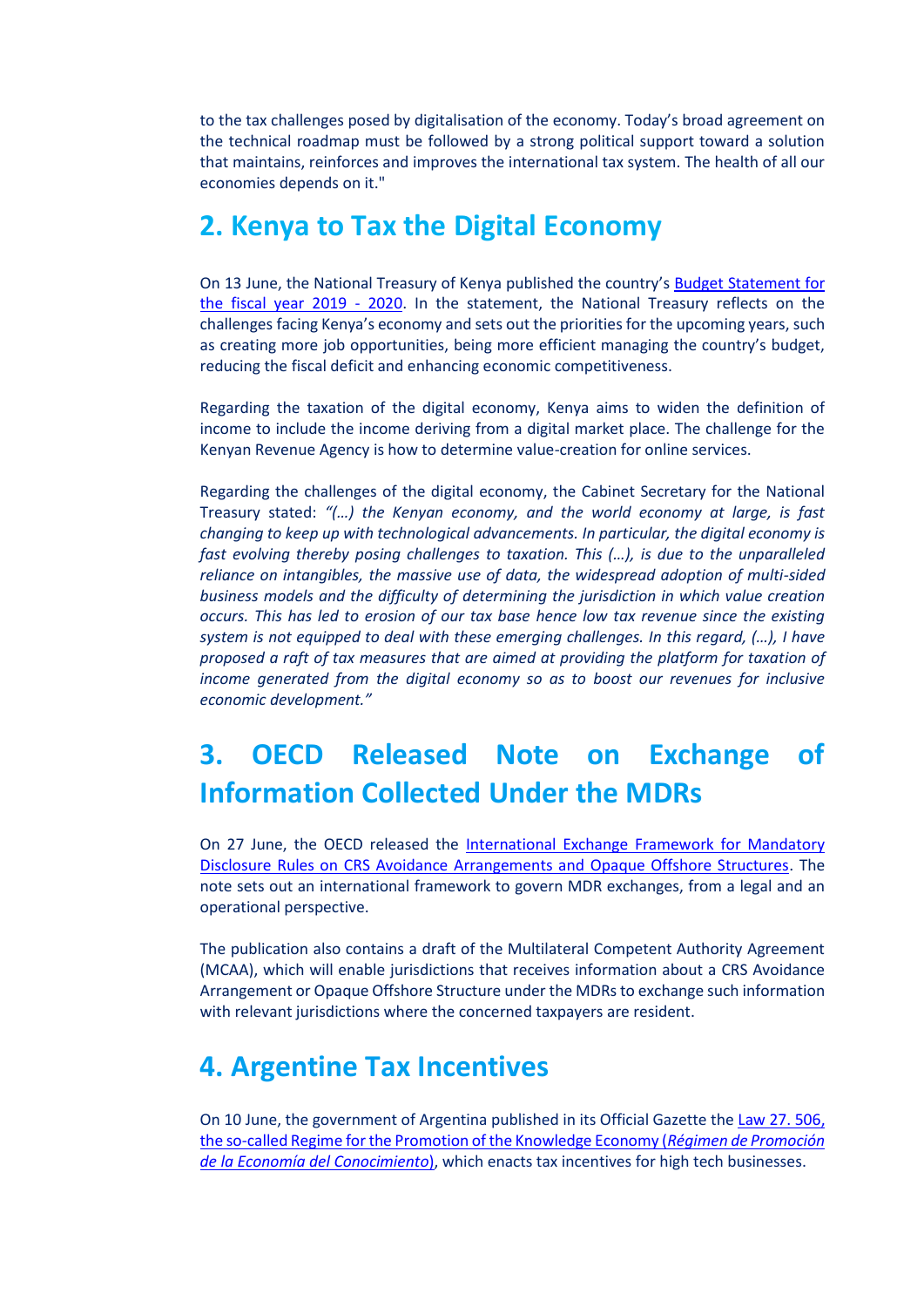to the tax challenges posed by digitalisation of the economy. Today's broad agreement on the technical roadmap must be followed by a strong political support toward a solution that maintains, reinforces and improves the international tax system. The health of all our economies depends on it."

## 2. Kenya to Tax the Digital Economy

On 13 June, the National Treasury of Kenya published the country's [Budget Statement for the fiscal year 2019 - 2020](). In the statement, the National Treasury reflects on the challenges facing Kenya's economy and sets out the priorities for the upcoming years, such as creating more job opportunities, being more efficient managing the country's budget, reducing the fiscal deficit and enhancing economic competitiveness.

Regarding the taxation of the digital economy, Kenya aims to widen the definition of income to include the income deriving from a digital market place. The challenge for the Kenyan Revenue Agency is how to determine value-creation for online services.

Regarding the challenges of the digital economy, the Cabinet Secretary for the National Treasury stated: *"(…) the Kenyan economy, and the world economy at large, is fast changing to keep up with technological advancements. In particular, the digital economy is fast evolving thereby posing challenges to taxation. This (…), is due to the unparalleled reliance on intangibles, the massive use of data, the widespread adoption of multi-sided business models and the difficulty of determining the jurisdiction in which value creation occurs. This has led to erosion of our tax base hence low tax revenue since the existing system is not equipped to deal with these emerging challenges. In this regard, (…), I have proposed a raft of tax measures that are aimed at providing the platform for taxation of income generated from the digital economy so as to boost our revenues for inclusive economic development."*

## 3. OECD Released Note on Exchange of Information Collected Under the MDRs

On 27 June, the OECD released the [International Exchange Framework for Mandatory Disclosure Rules on CRS Avoidance Arrangements and Opaque Offshore Structures](). The note sets out an international framework to govern MDR exchanges, from a legal and an operational perspective.

The publication also contains a draft of the Multilateral Competent Authority Agreement (MCAA), which will enable jurisdictions that receives information about a CRS Avoidance Arrangement or Opaque Offshore Structure under the MDRs to exchange such information with relevant jurisdictions where the concerned taxpayers are resident.

## 4. Argentine Tax Incentives

On 10 June, the government of Argentina published in its Official Gazette the [Law 27. 506, the so-called Regime for the Promotion of the Knowledge Economy (*Régimen de Promoción de la Economía del Conocimiento*)](), which enacts tax incentives for high tech businesses.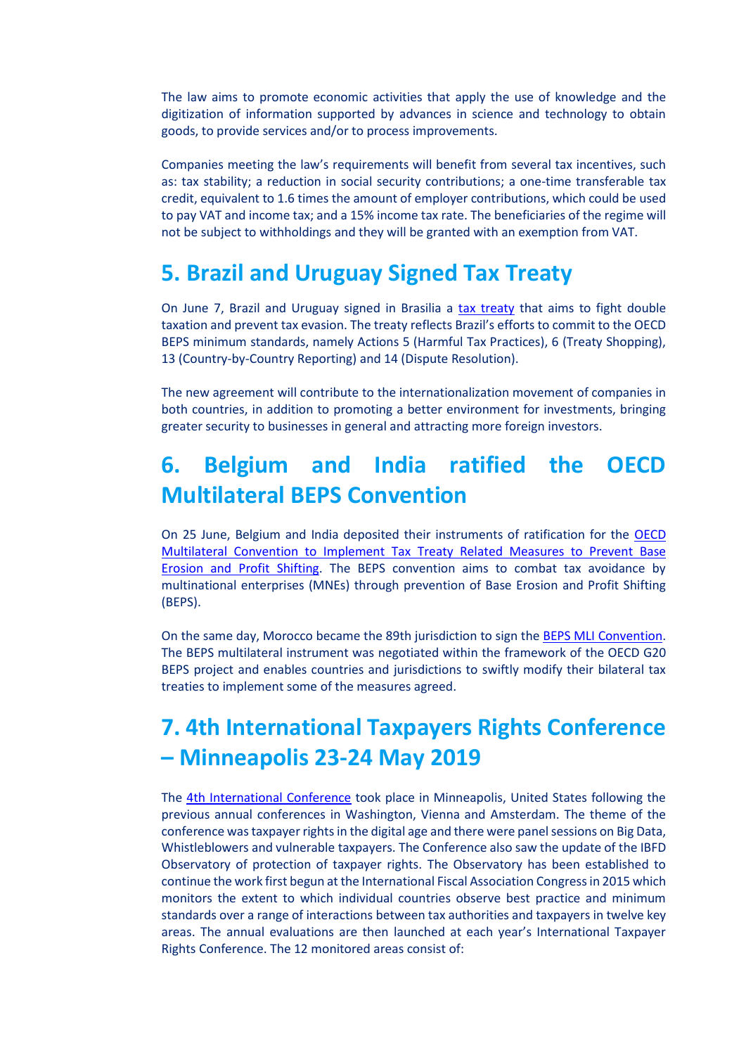The law aims to promote economic activities that apply the use of knowledge and the digitization of information supported by advances in science and technology to obtain goods, to provide services and/or to process improvements.

Companies meeting the law's requirements will benefit from several tax incentives, such as: tax stability; a reduction in social security contributions; a one-time transferable tax credit, equivalent to 1.6 times the amount of employer contributions, which could be used to pay VAT and income tax; and a 15% income tax rate. The beneficiaries of the regime will not be subject to withholdings and they will be granted with an exemption from VAT.

# 5. Brazil and Uruguay Signed Tax Treaty

On June 7, Brazil and Uruguay signed in Brasilia a tax treaty that aims to fight double taxation and prevent tax evasion. The treaty reflects Brazil's efforts to commit to the OECD BEPS minimum standards, namely Actions 5 (Harmful Tax Practices), 6 (Treaty Shopping), 13 (Country-by-Country Reporting) and 14 (Dispute Resolution).

The new agreement will contribute to the internationalization movement of companies in both countries, in addition to promoting a better environment for investments, bringing greater security to businesses in general and attracting more foreign investors.

# 6. Belgium and India ratified the OECD Multilateral BEPS Convention

On 25 June, Belgium and India deposited their instruments of ratification for the OECD Multilateral Convention to Implement Tax Treaty Related Measures to Prevent Base Erosion and Profit Shifting. The BEPS convention aims to combat tax avoidance by multinational enterprises (MNEs) through prevention of Base Erosion and Profit Shifting (BEPS).

On the same day, Morocco became the 89th jurisdiction to sign the BEPS MLI Convention. The BEPS multilateral instrument was negotiated within the framework of the OECD G20 BEPS project and enables countries and jurisdictions to swiftly modify their bilateral tax treaties to implement some of the measures agreed.

# 7. 4th International Taxpayers Rights Conference – Minneapolis 23-24 May 2019

The 4th International Conference took place in Minneapolis, United States following the previous annual conferences in Washington, Vienna and Amsterdam. The theme of the conference was taxpayer rights in the digital age and there were panel sessions on Big Data, Whistleblowers and vulnerable taxpayers. The Conference also saw the update of the IBFD Observatory of protection of taxpayer rights. The Observatory has been established to continue the work first begun at the International Fiscal Association Congress in 2015 which monitors the extent to which individual countries observe best practice and minimum standards over a range of interactions between tax authorities and taxpayers in twelve key areas. The annual evaluations are then launched at each year's International Taxpayer Rights Conference. The 12 monitored areas consist of: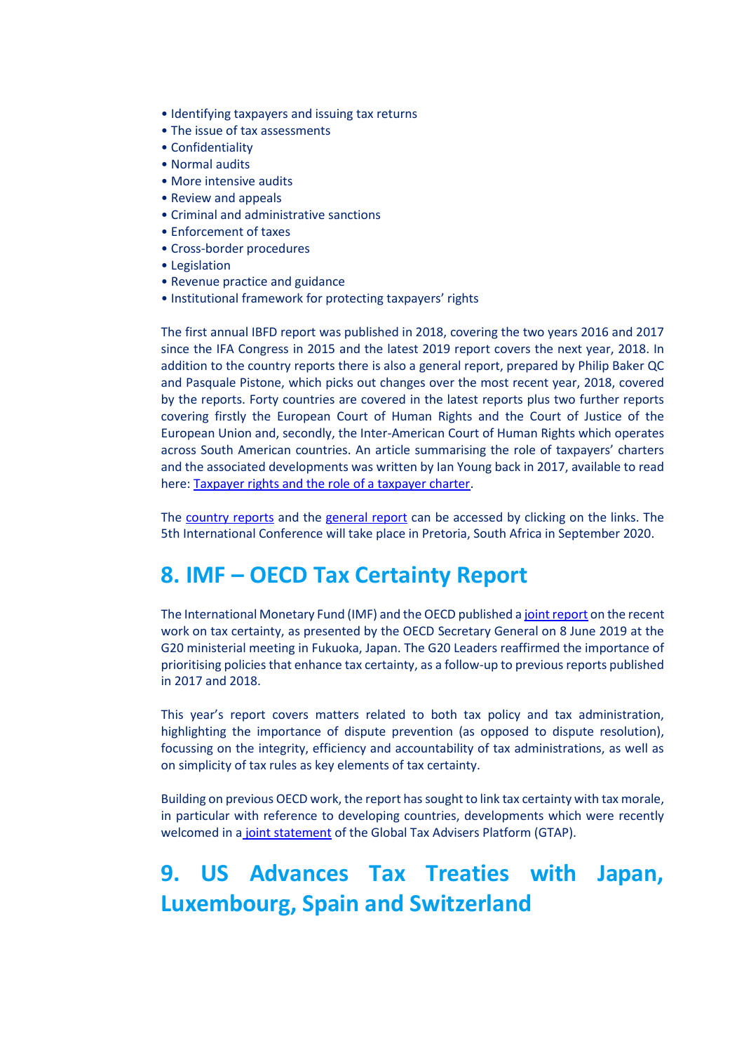- Identifying taxpayers and issuing tax returns
- The issue of tax assessments
- Confidentiality
- Normal audits
- More intensive audits
- Review and appeals
- Criminal and administrative sanctions
- Enforcement of taxes
- Cross-border procedures
- Legislation
- Revenue practice and guidance
- Institutional framework for protecting taxpayers' rights

The first annual IBFD report was published in 2018, covering the two years 2016 and 2017 since the IFA Congress in 2015 and the latest 2019 report covers the next year, 2018. In addition to the country reports there is also a general report, prepared by Philip Baker QC and Pasquale Pistone, which picks out changes over the most recent year, 2018, covered by the reports. Forty countries are covered in the latest reports plus two further reports covering firstly the European Court of Human Rights and the Court of Justice of the European Union and, secondly, the Inter-American Court of Human Rights which operates across South American countries. An article summarising the role of taxpayers' charters and the associated developments was written by Ian Young back in 2017, available to read here: [Taxpayer rights and the role of a taxpayer charter](#).

The [country reports](#) and the [general report](#) can be accessed by clicking on the links. The 5th International Conference will take place in Pretoria, South Africa in September 2020.

## 8. IMF – OECD Tax Certainty Report

The International Monetary Fund (IMF) and the OECD published a [joint report](#) on the recent work on tax certainty, as presented by the OECD Secretary General on 8 June 2019 at the G20 ministerial meeting in Fukuoka, Japan. The G20 Leaders reaffirmed the importance of prioritising policies that enhance tax certainty, as a follow-up to previous reports published in 2017 and 2018.

This year's report covers matters related to both tax policy and tax administration, highlighting the importance of dispute prevention (as opposed to dispute resolution), focussing on the integrity, efficiency and accountability of tax administrations, as well as on simplicity of tax rules as key elements of tax certainty.

Building on previous OECD work, the report has sought to link tax certainty with tax morale, in particular with reference to developing countries, developments which were recently welcomed in a [joint statement](#) of the Global Tax Advisers Platform (GTAP).

## 9. US Advances Tax Treaties with Japan, Luxembourg, Spain and Switzerland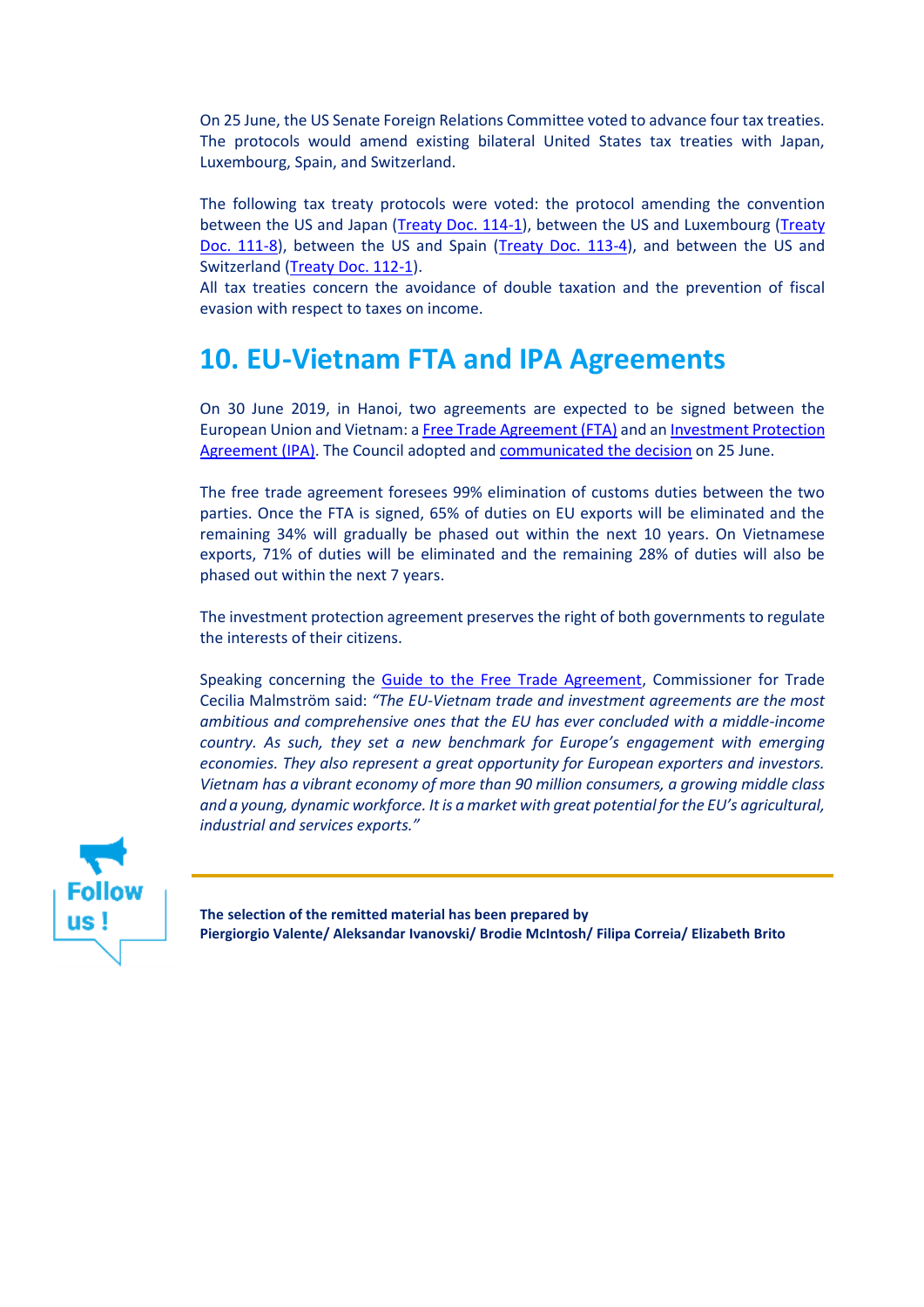On 25 June, the US Senate Foreign Relations Committee voted to advance four tax treaties. The protocols would amend existing bilateral United States tax treaties with Japan, Luxembourg, Spain, and Switzerland.

The following tax treaty protocols were voted: the protocol amending the convention between the US and Japan (Treaty Doc. 114-1), between the US and Luxembourg (Treaty Doc. 111-8), between the US and Spain (Treaty Doc. 113-4), and between the US and Switzerland (Treaty Doc. 112-1).
All tax treaties concern the avoidance of double taxation and the prevention of fiscal evasion with respect to taxes on income.

## 10. EU-Vietnam FTA and IPA Agreements

On 30 June 2019, in Hanoi, two agreements are expected to be signed between the European Union and Vietnam: a Free Trade Agreement (FTA) and an Investment Protection Agreement (IPA). The Council adopted and communicated the decision on 25 June.

The free trade agreement foresees 99% elimination of customs duties between the two parties. Once the FTA is signed, 65% of duties on EU exports will be eliminated and the remaining 34% will gradually be phased out within the next 10 years. On Vietnamese exports, 71% of duties will be eliminated and the remaining 28% of duties will also be phased out within the next 7 years.

The investment protection agreement preserves the right of both governments to regulate the interests of their citizens.

Speaking concerning the Guide to the Free Trade Agreement, Commissioner for Trade Cecilia Malmström said: *"The EU-Vietnam trade and investment agreements are the most ambitious and comprehensive ones that the EU has ever concluded with a middle-income country. As such, they set a new benchmark for Europe's engagement with emerging economies. They also represent a great opportunity for European exporters and investors. Vietnam has a vibrant economy of more than 90 million consumers, a growing middle class and a young, dynamic workforce. It is a market with great potential for the EU's agricultural, industrial and services exports."*

Follow us !

**The selection of the remitted material has been prepared by**
**Piergiorgio Valente/ Aleksandar Ivanovski/ Brodie McIntosh/ Filipa Correia/ Elizabeth Brito**